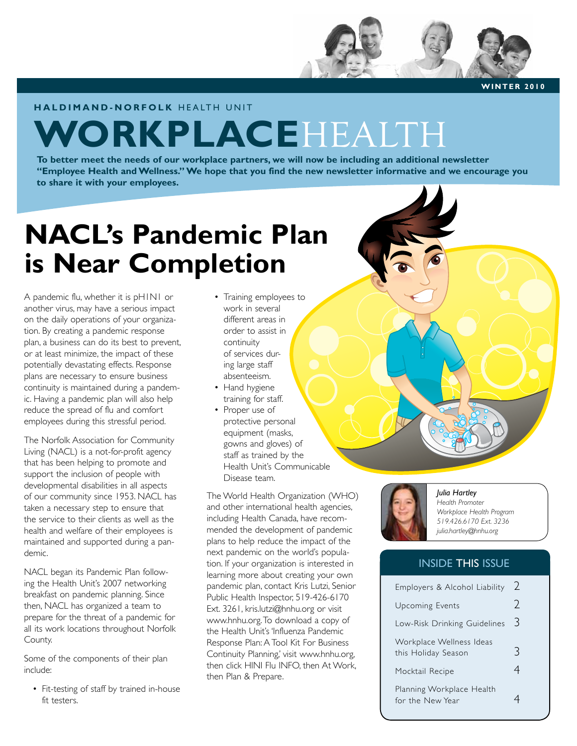WINTER 2010

**HALDIMAND-NORFOLK** HEALTH UNIT

# WORKPLACEHEALTH

**To better meet the needs of our workplace partners, we will now be including an additional newsletter "Employee Health and Wellness." We hope that you find the new newsletter informative and we encourage you to share it with your employees.**

## NACL's Pandemic Plan is Near Completion

A pandemic flu, whether it is pH1N1 or another virus, may have a serious impact on the daily operations of your organization. By creating a pandemic response plan, a business can do its best to prevent, or at least minimize, the impact of these potentially devastating effects. Response plans are necessary to ensure business continuity is maintained during a pandemic. Having a pandemic plan will also help reduce the spread of flu and comfort employees during this stressful period.

The Norfolk Association for Community Living (NACL) is a not-for-profit agency that has been helping to promote and support the inclusion of people with developmental disabilities in all aspects of our community since 1953. NACL has taken a necessary step to ensure that the service to their clients as well as the health and welfare of their employees is maintained and supported during a pandemic.

NACL began its Pandemic Plan following the Health Unit's 2007 networking breakfast on pandemic planning. Since then, NACL has organized a team to prepare for the threat of a pandemic for all its work locations throughout Norfolk County.

Some of the components of their plan include:

- Fit-testing of staff by trained in-house fit testers.
- Training employees to work in several different areas in order to assist in continuity of services during large staff absenteeism.
- Hand hygiene training for staff.
- Proper use of protective personal equipment (masks, gowns and gloves) of staff as trained by the Health Unit's Communicable Disease team.

The World Health Organization (WHO) and other international health agencies, including Health Canada, have recommended the development of pandemic plans to help reduce the impact of the next pandemic on the world's population. If your organization is interested in learning more about creating your own pandemic plan, contact Kris Lutzi, Senior Public Health Inspector, 519-426-6170 Ext. 3261, kris.lutzi@hnhu.org or visit www.hnhu.org. To download a copy of the Health Unit's 'Influenza Pandemic Response Plan: A Tool Kit For Business Continuity Planning,' visit www.hnhu.org, then click H1N1 Flu INFO, then At Work, then Plan & Prepare.

*Julia Hartley*
*Health Promoter*
*Workplace Health Program*
*519.426.6170 Ext. 3236*
*julia.hartley@hnhu.org*

### INSIDE THIS ISSUE

| | |
|---|---|
| Employers & Alcohol Liability | 2 |
| Upcoming Events | 2 |
| Low-Risk Drinking Guidelines | 3 |
| Workplace Wellness Ideas this Holiday Season | 3 |
| Mocktail Recipe | 4 |
| Planning Workplace Health for the New Year | 4 |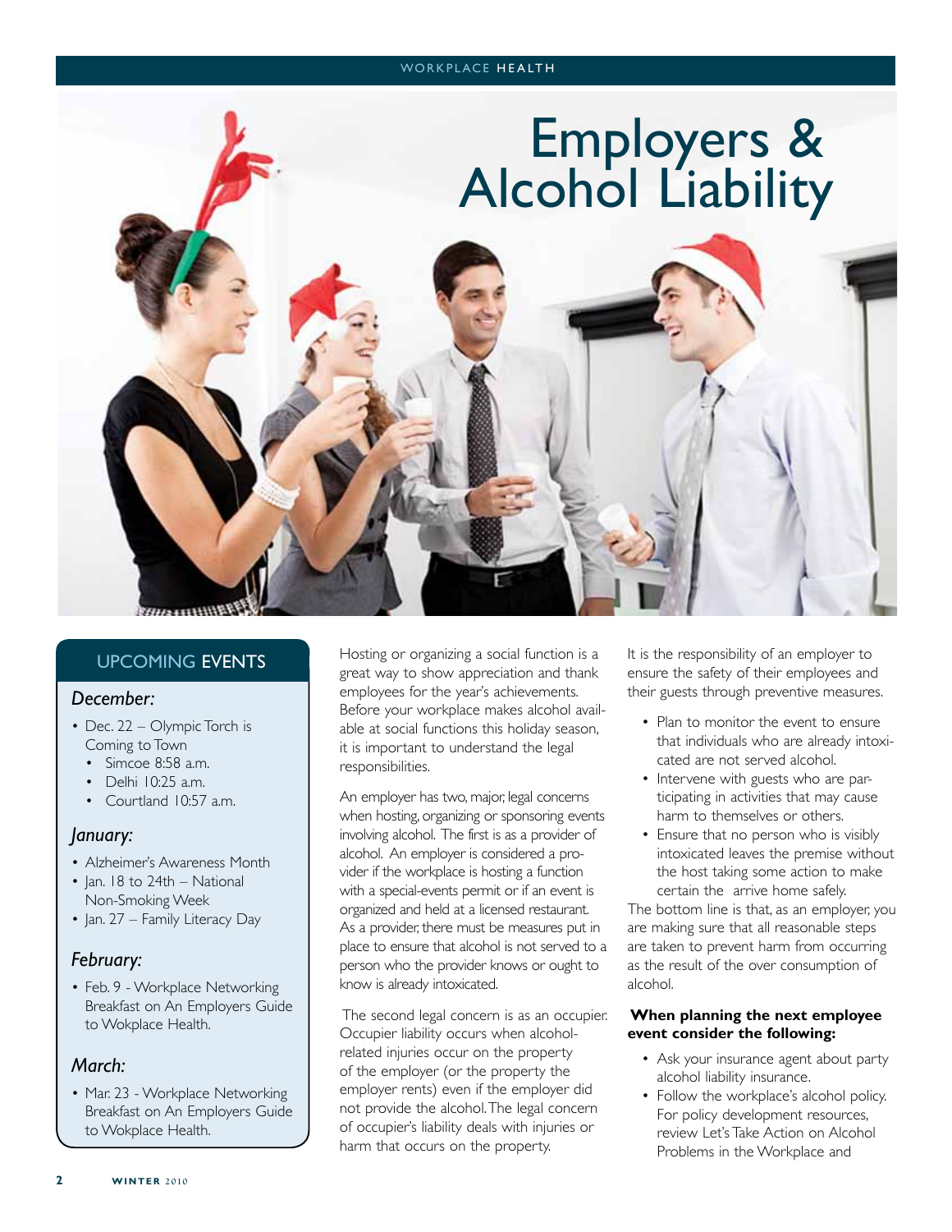# Employers & Alcohol Liability

## UPCOMING EVENTS

### *December:*

- Dec. 22 – Olympic Torch is Coming to Town
  - Simcoe 8:58 a.m.
  - Delhi 10:25 a.m.
  - Courtland 10:57 a.m.

### *January:*

- Alzheimer's Awareness Month
- Jan. 18 to 24th – National Non-Smoking Week
- Jan. 27 – Family Literacy Day

### *February:*

- Feb. 9 - Workplace Networking Breakfast on An Employers Guide to Wokplace Health.

### *March:*

- Mar. 23 - Workplace Networking Breakfast on An Employers Guide to Wokplace Health.

Hosting or organizing a social function is a great way to show appreciation and thank employees for the year's achievements. Before your workplace makes alcohol available at social functions this holiday season, it is important to understand the legal responsibilities.

An employer has two, major, legal concerns when hosting, organizing or sponsoring events involving alcohol. The first is as a provider of alcohol. An employer is considered a provider if the workplace is hosting a function with a special-events permit or if an event is organized and held at a licensed restaurant. As a provider, there must be measures put in place to ensure that alcohol is not served to a person who the provider knows or ought to know is already intoxicated.

The second legal concern is as an occupier. Occupier liability occurs when alcohol-related injuries occur on the property of the employer (or the property the employer rents) even if the employer did not provide the alcohol. The legal concern of occupier's liability deals with injuries or harm that occurs on the property.

It is the responsibility of an employer to ensure the safety of their employees and their guests through preventive measures.

- Plan to monitor the event to ensure that individuals who are already intoxicated are not served alcohol.
- Intervene with guests who are participating in activities that may cause harm to themselves or others.
- Ensure that no person who is visibly intoxicated leaves the premise without the host taking some action to make certain the arrive home safely.

The bottom line is that, as an employer, you are making sure that all reasonable steps are taken to prevent harm from occurring as the result of the over consumption of alcohol.

**When planning the next employee event consider the following:**

- Ask your insurance agent about party alcohol liability insurance.
- Follow the workplace's alcohol policy. For policy development resources, review Let's Take Action on Alcohol Problems in the Workplace and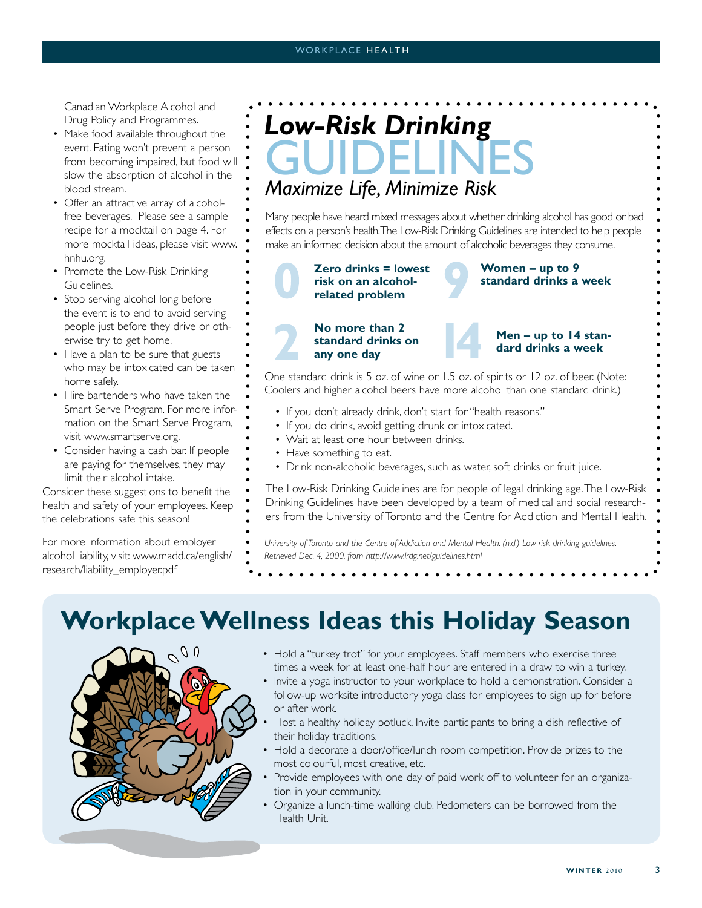Canadian Workplace Alcohol and Drug Policy and Programmes.

- Make food available throughout the event. Eating won't prevent a person from becoming impaired, but food will slow the absorption of alcohol in the blood stream.
- Offer an attractive array of alcohol-free beverages. Please see a sample recipe for a mocktail on page 4. For more mocktail ideas, please visit www.hnhu.org.
- Promote the Low-Risk Drinking Guidelines.
- Stop serving alcohol long before the event is to end to avoid serving people just before they drive or otherwise try to get home.
- Have a plan to be sure that guests who may be intoxicated can be taken home safely.
- Hire bartenders who have taken the Smart Serve Program. For more information on the Smart Serve Program, visit www.smartserve.org.
- Consider having a cash bar. If people are paying for themselves, they may limit their alcohol intake.

Consider these suggestions to benefit the health and safety of your employees. Keep the celebrations safe this season!

For more information about employer alcohol liability, visit: www.madd.ca/english/research/liability_employer.pdf

## *Low-Risk Drinking* GUIDELINES

### *Maximize Life, Minimize Risk*

Many people have heard mixed messages about whether drinking alcohol has good or bad effects on a person's health. The Low-Risk Drinking Guidelines are intended to help people make an informed decision about the amount of alcoholic beverages they consume.

**0** — **Zero drinks = lowest risk on an alcohol-related problem**

**9** — **Women – up to 9 standard drinks a week**

**2** — **No more than 2 standard drinks on any one day**

**14** — **Men – up to 14 standard drinks a week**

One standard drink is 5 oz. of wine or 1.5 oz. of spirits or 12 oz. of beer. (Note: Coolers and higher alcohol beers have more alcohol than one standard drink.)

- If you don't already drink, don't start for "health reasons."
- If you do drink, avoid getting drunk or intoxicated.
- Wait at least one hour between drinks.
- Have something to eat.
- Drink non-alcoholic beverages, such as water, soft drinks or fruit juice.

The Low-Risk Drinking Guidelines are for people of legal drinking age. The Low-Risk Drinking Guidelines have been developed by a team of medical and social researchers from the University of Toronto and the Centre for Addiction and Mental Health.

*University of Toronto and the Centre of Addiction and Mental Health. (n.d.) Low-risk drinking guidelines. Retrieved Dec. 4, 2000, from http://www.lrdg.net/guidelines.html*

# Workplace Wellness Ideas this Holiday Season

- Hold a "turkey trot" for your employees. Staff members who exercise three times a week for at least one-half hour are entered in a draw to win a turkey.
- Invite a yoga instructor to your workplace to hold a demonstration. Consider a follow-up worksite introductory yoga class for employees to sign up for before or after work.
- Host a healthy holiday potluck. Invite participants to bring a dish reflective of their holiday traditions.
- Hold a decorate a door/office/lunch room competition. Provide prizes to the most colourful, most creative, etc.
- Provide employees with one day of paid work off to volunteer for an organization in your community.
- Organize a lunch-time walking club. Pedometers can be borrowed from the Health Unit.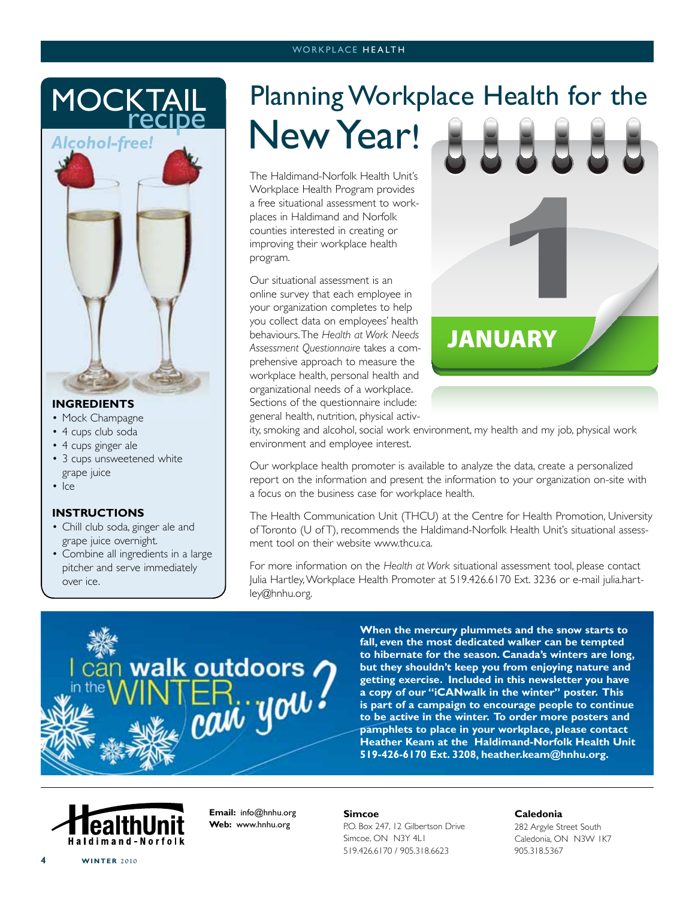# Planning Workplace Health for the New Year!

The Haldimand-Norfolk Health Unit's Workplace Health Program provides a free situational assessment to workplaces in Haldimand and Norfolk counties interested in creating or improving their workplace health program.

Our situational assessment is an online survey that each employee in your organization completes to help you collect data on employees' health behaviours. The *Health at Work Needs Assessment Questionnaire* takes a comprehensive approach to measure the workplace health, personal health and organizational needs of a workplace. Sections of the questionnaire include: general health, nutrition, physical activity, smoking and alcohol, social work environment, my health and my job, physical work environment and employee interest.

Our workplace health promoter is available to analyze the data, create a personalized report on the information and present the information to your organization on-site with a focus on the business case for workplace health.

The Health Communication Unit (THCU) at the Centre for Health Promotion, University of Toronto (U of T), recommends the Haldimand-Norfolk Health Unit's situational assessment tool on their website www.thcu.ca.

For more information on the *Health at Work* situational assessment tool, please contact Julia Hartley, Workplace Health Promoter at 519.426.6170 Ext. 3236 or e-mail julia.hartley@hnhu.org.

1

JANUARY

## MOCKTAIL recipe

*Alcohol-free!*

### INGREDIENTS

- Mock Champagne
- 4 cups club soda
- 4 cups ginger ale
- 3 cups unsweetened white grape juice
- Ice

### INSTRUCTIONS

- Chill club soda, ginger ale and grape juice overnight.
- Combine all ingredients in a large pitcher and serve immediately over ice.

## I can walk outdoors in the WINTER... can you?

**When the mercury plummets and the snow starts to fall, even the most dedicated walker can be tempted to hibernate for the season. Canada's winters are long, but they shouldn't keep you from enjoying nature and getting exercise. Included in this newsletter you have a copy of our "iCANwalk in the winter" poster. This is part of a campaign to encourage people to continue to be active in the winter. To order more posters and pamphlets to place in your workplace, please contact Heather Keam at the Haldimand-Norfolk Health Unit 519-426-6170 Ext. 3208, heather.keam@hnhu.org.**

HealthUnit Haldimand-Norfolk

**Email:** info@hnhu.org
**Web:** www.hnhu.org

**Simcoe**
P.O. Box 247, 12 Gilbertson Drive
Simcoe, ON N3Y 4L1
519.426.6170 / 905.318.6623

**Caledonia**
282 Argyle Street South
Caledonia, ON N3W 1K7
905.318.5367